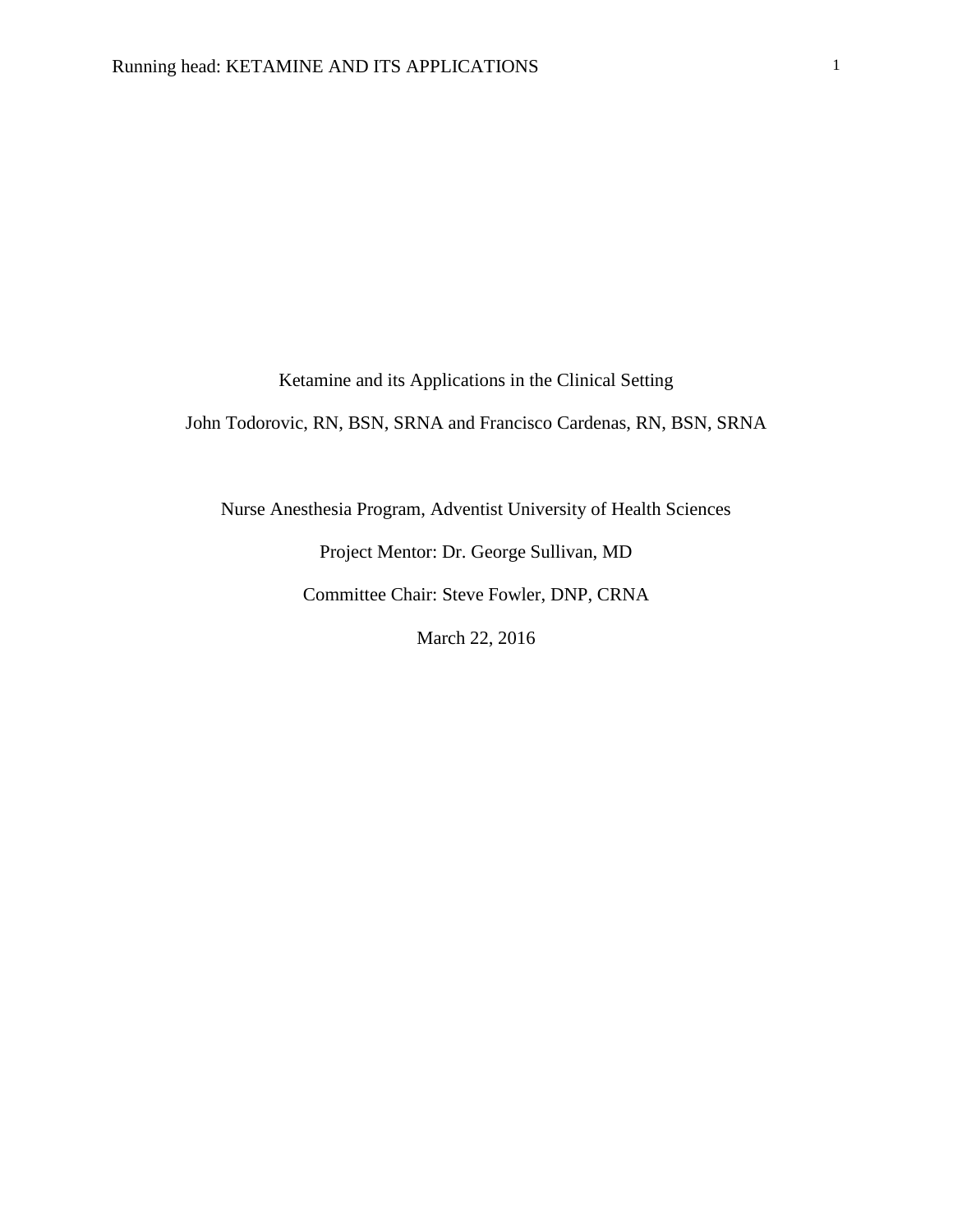# Ketamine and its Applications in the Clinical Setting

John Todorovic, RN, BSN, SRNA and Francisco Cardenas, RN, BSN, SRNA

Nurse Anesthesia Program, Adventist University of Health Sciences

Project Mentor: Dr. George Sullivan, MD

Committee Chair: Steve Fowler, DNP, CRNA

March 22, 2016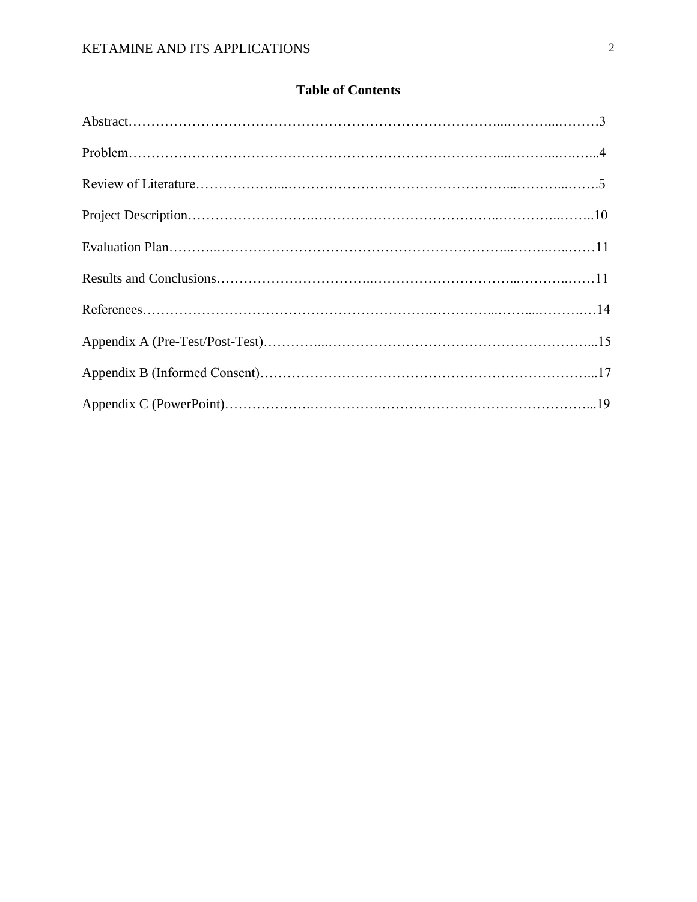## Table of Contents

Abstract……………………………………………………………………………...………...………3

Problem……………………………………………………………………………...………...….…...4

Review of Literature………………...…………………………………………...………...…….5

Project Description……………………….…………………………………..…………..……..10

Evaluation Plan………..…………………………………………………………...……..…..……11

Results and Conclusions……………………………..…………………………...………..……11

References……………………………………………………….…………...……....………..…14

Appendix A (Pre-Test/Post-Test)…………....…………………………………………………...15

Appendix B (Informed Consent)…………………………………………………………………...17

Appendix C (PowerPoint)……………….…………….………………………………………...19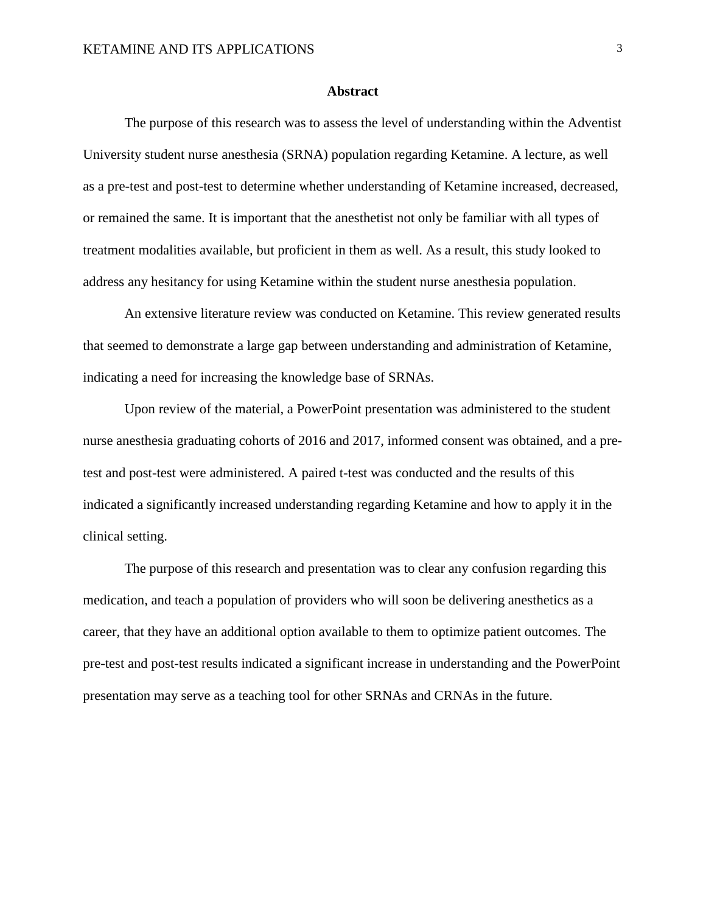# Abstract

The purpose of this research was to assess the level of understanding within the Adventist University student nurse anesthesia (SRNA) population regarding Ketamine. A lecture, as well as a pre-test and post-test to determine whether understanding of Ketamine increased, decreased, or remained the same. It is important that the anesthetist not only be familiar with all types of treatment modalities available, but proficient in them as well. As a result, this study looked to address any hesitancy for using Ketamine within the student nurse anesthesia population.

An extensive literature review was conducted on Ketamine. This review generated results that seemed to demonstrate a large gap between understanding and administration of Ketamine, indicating a need for increasing the knowledge base of SRNAs.

Upon review of the material, a PowerPoint presentation was administered to the student nurse anesthesia graduating cohorts of 2016 and 2017, informed consent was obtained, and a pre-test and post-test were administered. A paired t-test was conducted and the results of this indicated a significantly increased understanding regarding Ketamine and how to apply it in the clinical setting.

The purpose of this research and presentation was to clear any confusion regarding this medication, and teach a population of providers who will soon be delivering anesthetics as a career, that they have an additional option available to them to optimize patient outcomes. The pre-test and post-test results indicated a significant increase in understanding and the PowerPoint presentation may serve as a teaching tool for other SRNAs and CRNAs in the future.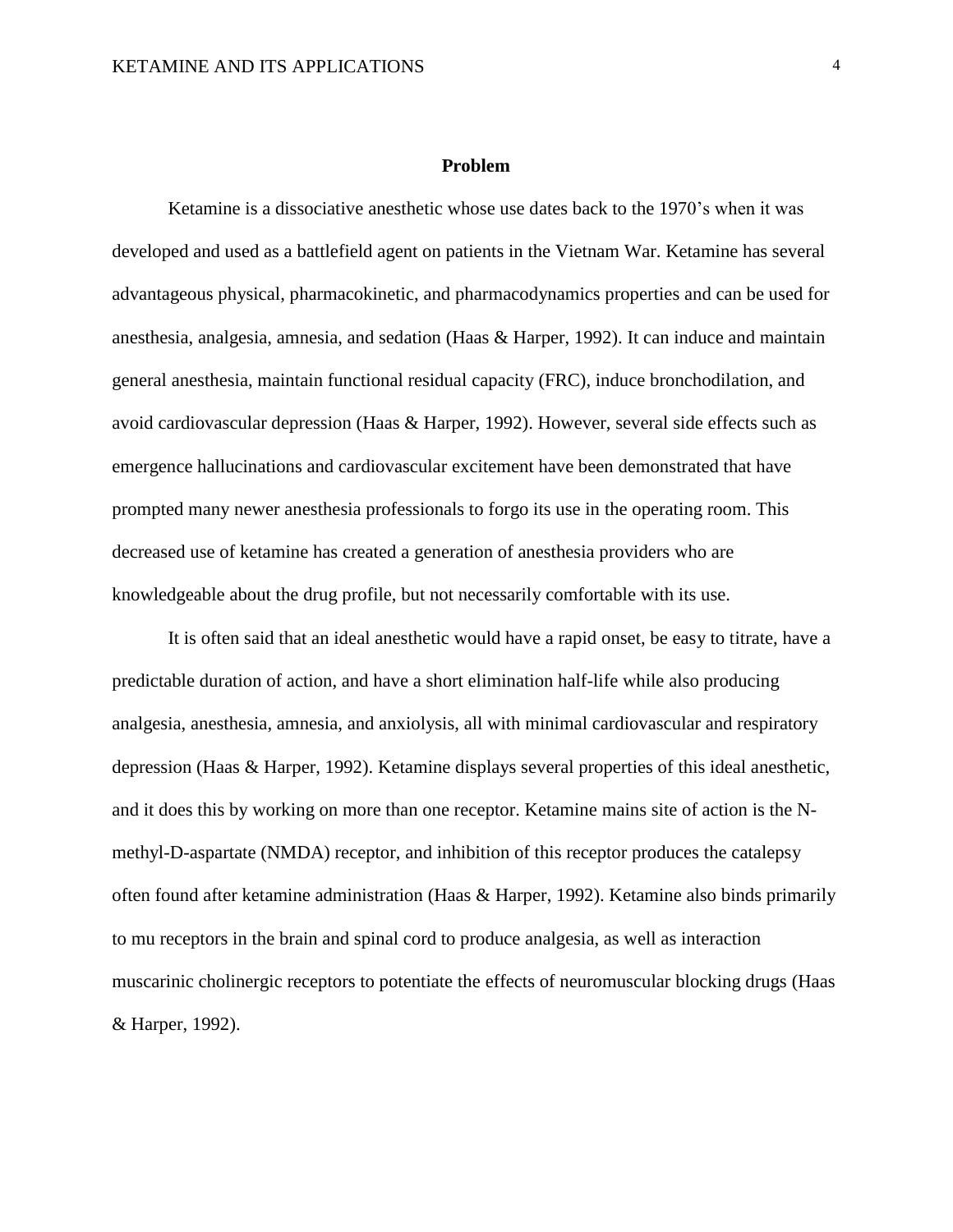## Problem

Ketamine is a dissociative anesthetic whose use dates back to the 1970's when it was developed and used as a battlefield agent on patients in the Vietnam War. Ketamine has several advantageous physical, pharmacokinetic, and pharmacodynamics properties and can be used for anesthesia, analgesia, amnesia, and sedation (Haas & Harper, 1992). It can induce and maintain general anesthesia, maintain functional residual capacity (FRC), induce bronchodilation, and avoid cardiovascular depression (Haas & Harper, 1992). However, several side effects such as emergence hallucinations and cardiovascular excitement have been demonstrated that have prompted many newer anesthesia professionals to forgo its use in the operating room. This decreased use of ketamine has created a generation of anesthesia providers who are knowledgeable about the drug profile, but not necessarily comfortable with its use.

It is often said that an ideal anesthetic would have a rapid onset, be easy to titrate, have a predictable duration of action, and have a short elimination half-life while also producing analgesia, anesthesia, amnesia, and anxiolysis, all with minimal cardiovascular and respiratory depression (Haas & Harper, 1992). Ketamine displays several properties of this ideal anesthetic, and it does this by working on more than one receptor. Ketamine mains site of action is the N-methyl-D-aspartate (NMDA) receptor, and inhibition of this receptor produces the catalepsy often found after ketamine administration (Haas & Harper, 1992). Ketamine also binds primarily to mu receptors in the brain and spinal cord to produce analgesia, as well as interaction muscarinic cholinergic receptors to potentiate the effects of neuromuscular blocking drugs (Haas & Harper, 1992).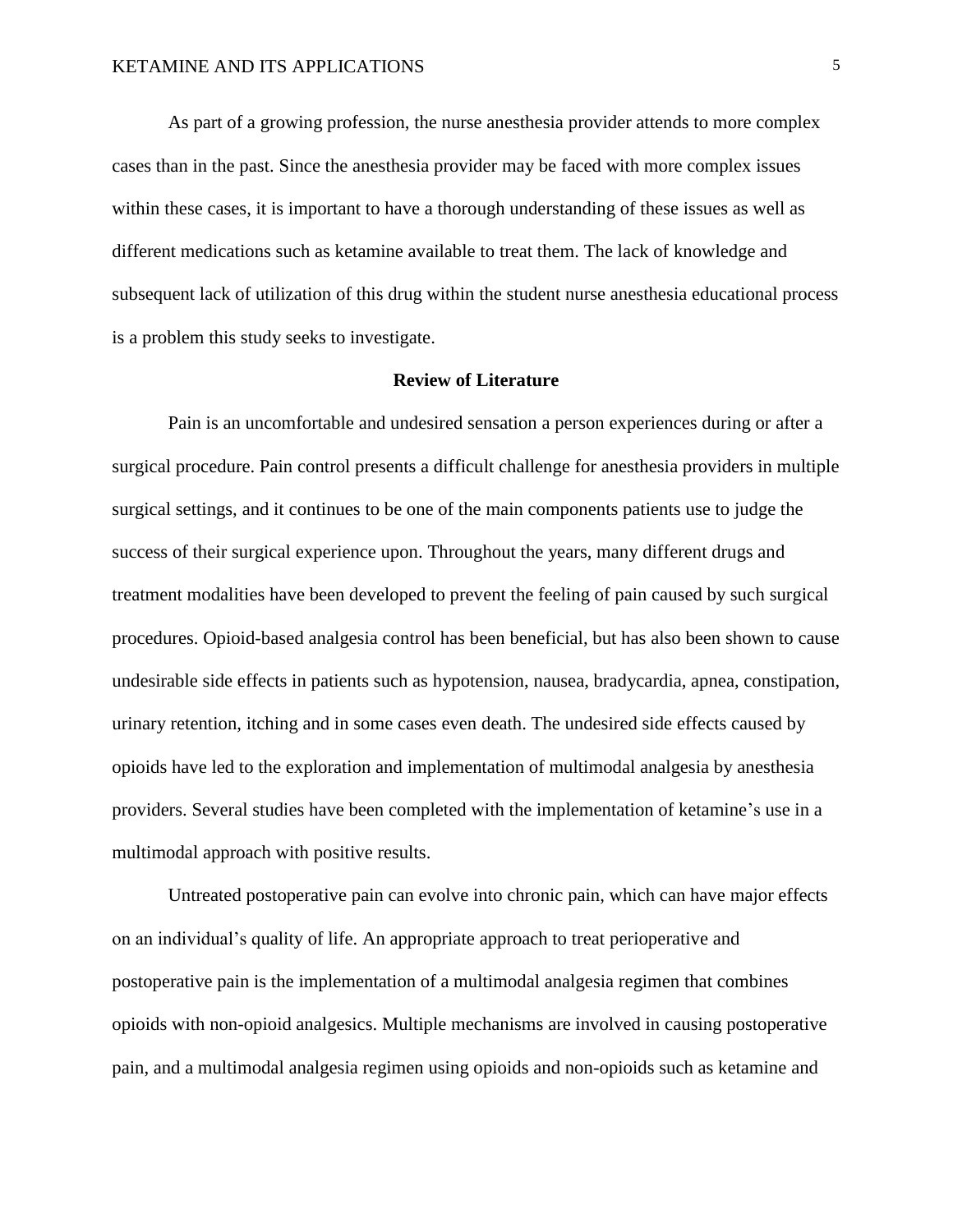As part of a growing profession, the nurse anesthesia provider attends to more complex cases than in the past. Since the anesthesia provider may be faced with more complex issues within these cases, it is important to have a thorough understanding of these issues as well as different medications such as ketamine available to treat them. The lack of knowledge and subsequent lack of utilization of this drug within the student nurse anesthesia educational process is a problem this study seeks to investigate.

## Review of Literature

Pain is an uncomfortable and undesired sensation a person experiences during or after a surgical procedure. Pain control presents a difficult challenge for anesthesia providers in multiple surgical settings, and it continues to be one of the main components patients use to judge the success of their surgical experience upon. Throughout the years, many different drugs and treatment modalities have been developed to prevent the feeling of pain caused by such surgical procedures. Opioid-based analgesia control has been beneficial, but has also been shown to cause undesirable side effects in patients such as hypotension, nausea, bradycardia, apnea, constipation, urinary retention, itching and in some cases even death. The undesired side effects caused by opioids have led to the exploration and implementation of multimodal analgesia by anesthesia providers. Several studies have been completed with the implementation of ketamine's use in a multimodal approach with positive results.

Untreated postoperative pain can evolve into chronic pain, which can have major effects on an individual's quality of life. An appropriate approach to treat perioperative and postoperative pain is the implementation of a multimodal analgesia regimen that combines opioids with non-opioid analgesics. Multiple mechanisms are involved in causing postoperative pain, and a multimodal analgesia regimen using opioids and non-opioids such as ketamine and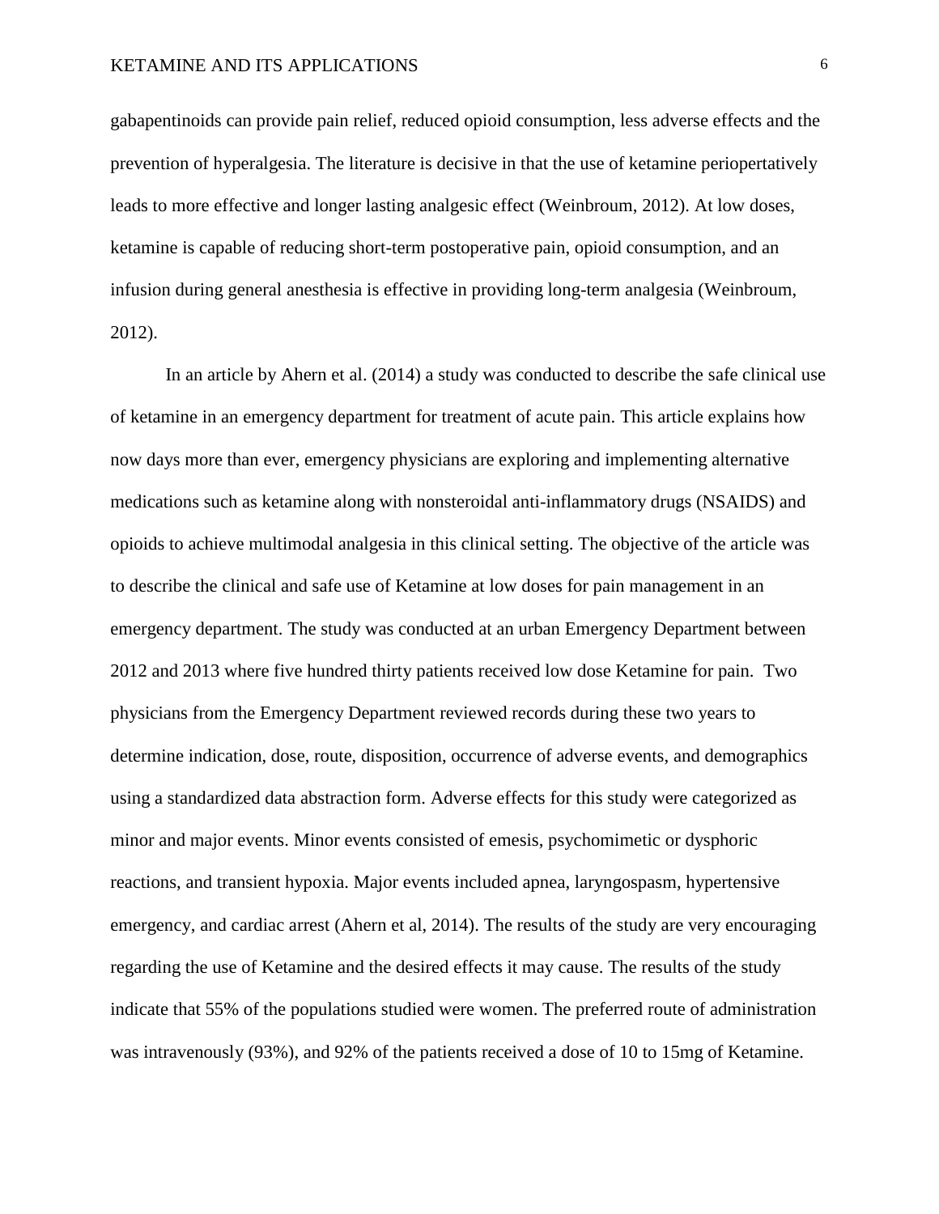gabapentinoids can provide pain relief, reduced opioid consumption, less adverse effects and the prevention of hyperalgesia. The literature is decisive in that the use of ketamine periopertatively leads to more effective and longer lasting analgesic effect (Weinbroum, 2012). At low doses, ketamine is capable of reducing short-term postoperative pain, opioid consumption, and an infusion during general anesthesia is effective in providing long-term analgesia (Weinbroum, 2012).

In an article by Ahern et al. (2014) a study was conducted to describe the safe clinical use of ketamine in an emergency department for treatment of acute pain. This article explains how now days more than ever, emergency physicians are exploring and implementing alternative medications such as ketamine along with nonsteroidal anti-inflammatory drugs (NSAIDS) and opioids to achieve multimodal analgesia in this clinical setting. The objective of the article was to describe the clinical and safe use of Ketamine at low doses for pain management in an emergency department. The study was conducted at an urban Emergency Department between 2012 and 2013 where five hundred thirty patients received low dose Ketamine for pain. Two physicians from the Emergency Department reviewed records during these two years to determine indication, dose, route, disposition, occurrence of adverse events, and demographics using a standardized data abstraction form. Adverse effects for this study were categorized as minor and major events. Minor events consisted of emesis, psychomimetic or dysphoric reactions, and transient hypoxia. Major events included apnea, laryngospasm, hypertensive emergency, and cardiac arrest (Ahern et al, 2014). The results of the study are very encouraging regarding the use of Ketamine and the desired effects it may cause. The results of the study indicate that 55% of the populations studied were women. The preferred route of administration was intravenously (93%), and 92% of the patients received a dose of 10 to 15mg of Ketamine.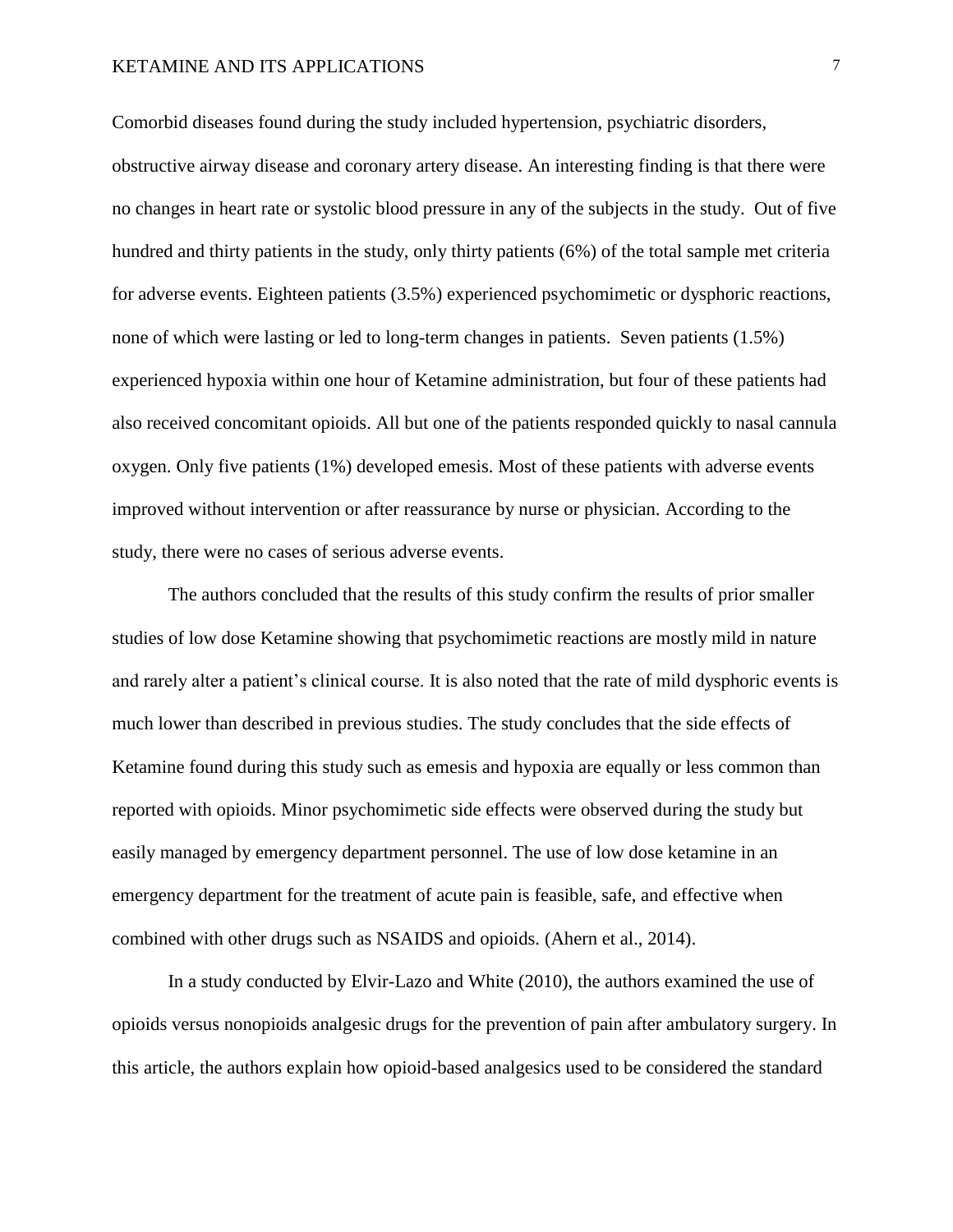Comorbid diseases found during the study included hypertension, psychiatric disorders, obstructive airway disease and coronary artery disease. An interesting finding is that there were no changes in heart rate or systolic blood pressure in any of the subjects in the study. Out of five hundred and thirty patients in the study, only thirty patients (6%) of the total sample met criteria for adverse events. Eighteen patients (3.5%) experienced psychomimetic or dysphoric reactions, none of which were lasting or led to long-term changes in patients. Seven patients (1.5%) experienced hypoxia within one hour of Ketamine administration, but four of these patients had also received concomitant opioids. All but one of the patients responded quickly to nasal cannula oxygen. Only five patients (1%) developed emesis. Most of these patients with adverse events improved without intervention or after reassurance by nurse or physician. According to the study, there were no cases of serious adverse events.

The authors concluded that the results of this study confirm the results of prior smaller studies of low dose Ketamine showing that psychomimetic reactions are mostly mild in nature and rarely alter a patient's clinical course. It is also noted that the rate of mild dysphoric events is much lower than described in previous studies. The study concludes that the side effects of Ketamine found during this study such as emesis and hypoxia are equally or less common than reported with opioids. Minor psychomimetic side effects were observed during the study but easily managed by emergency department personnel. The use of low dose ketamine in an emergency department for the treatment of acute pain is feasible, safe, and effective when combined with other drugs such as NSAIDS and opioids. (Ahern et al., 2014).

In a study conducted by Elvir-Lazo and White (2010), the authors examined the use of opioids versus nonopioids analgesic drugs for the prevention of pain after ambulatory surgery. In this article, the authors explain how opioid-based analgesics used to be considered the standard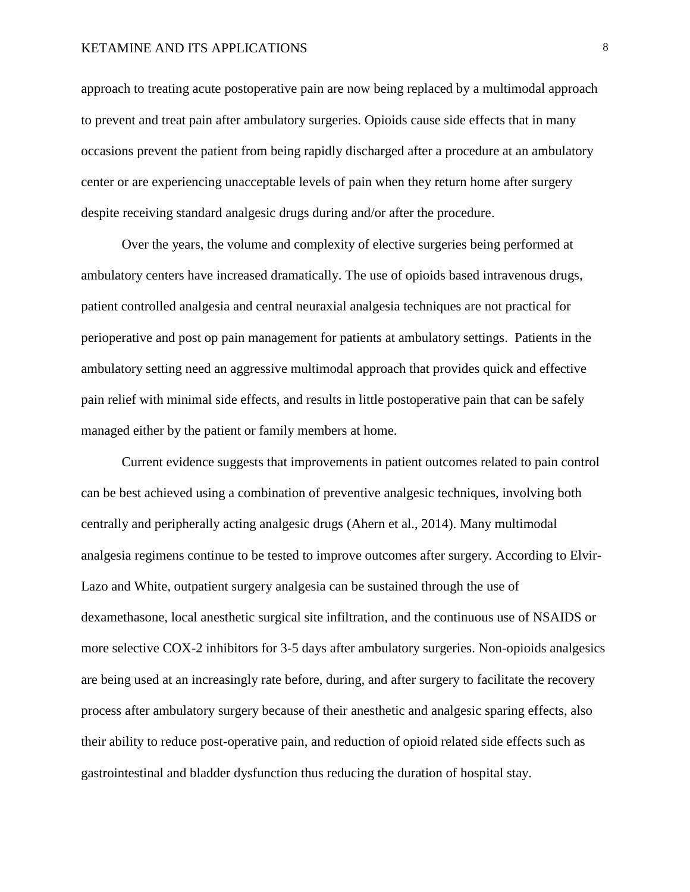approach to treating acute postoperative pain are now being replaced by a multimodal approach to prevent and treat pain after ambulatory surgeries. Opioids cause side effects that in many occasions prevent the patient from being rapidly discharged after a procedure at an ambulatory center or are experiencing unacceptable levels of pain when they return home after surgery despite receiving standard analgesic drugs during and/or after the procedure.

Over the years, the volume and complexity of elective surgeries being performed at ambulatory centers have increased dramatically. The use of opioids based intravenous drugs, patient controlled analgesia and central neuraxial analgesia techniques are not practical for perioperative and post op pain management for patients at ambulatory settings.  Patients in the ambulatory setting need an aggressive multimodal approach that provides quick and effective pain relief with minimal side effects, and results in little postoperative pain that can be safely managed either by the patient or family members at home.

Current evidence suggests that improvements in patient outcomes related to pain control can be best achieved using a combination of preventive analgesic techniques, involving both centrally and peripherally acting analgesic drugs (Ahern et al., 2014). Many multimodal analgesia regimens continue to be tested to improve outcomes after surgery. According to Elvir-Lazo and White, outpatient surgery analgesia can be sustained through the use of dexamethasone, local anesthetic surgical site infiltration, and the continuous use of NSAIDS or more selective COX-2 inhibitors for 3-5 days after ambulatory surgeries. Non-opioids analgesics are being used at an increasingly rate before, during, and after surgery to facilitate the recovery process after ambulatory surgery because of their anesthetic and analgesic sparing effects, also their ability to reduce post-operative pain, and reduction of opioid related side effects such as gastrointestinal and bladder dysfunction thus reducing the duration of hospital stay.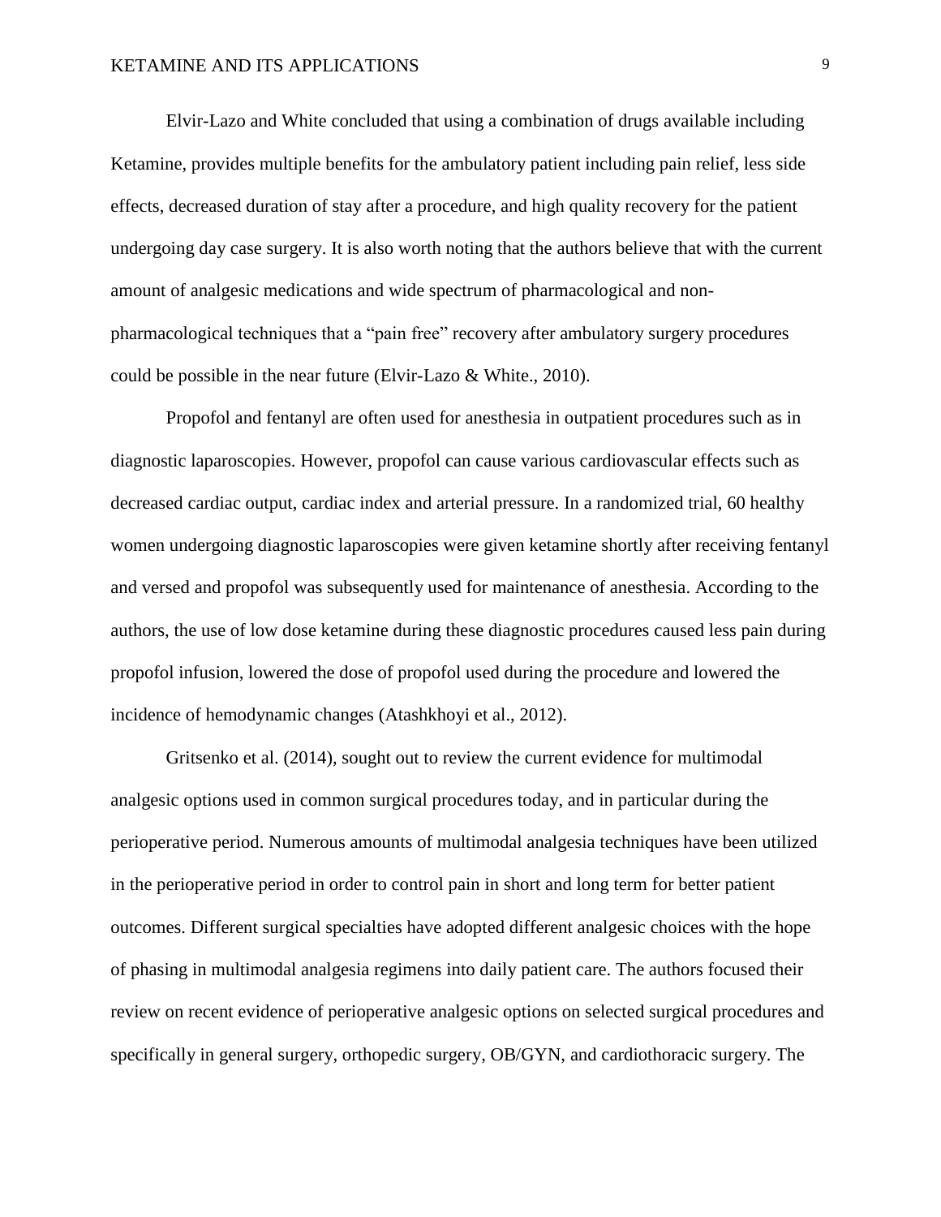Elvir-Lazo and White concluded that using a combination of drugs available including Ketamine, provides multiple benefits for the ambulatory patient including pain relief, less side effects, decreased duration of stay after a procedure, and high quality recovery for the patient undergoing day case surgery. It is also worth noting that the authors believe that with the current amount of analgesic medications and wide spectrum of pharmacological and non-pharmacological techniques that a "pain free" recovery after ambulatory surgery procedures could be possible in the near future (Elvir-Lazo & White., 2010).

Propofol and fentanyl are often used for anesthesia in outpatient procedures such as in diagnostic laparoscopies. However, propofol can cause various cardiovascular effects such as decreased cardiac output, cardiac index and arterial pressure. In a randomized trial, 60 healthy women undergoing diagnostic laparoscopies were given ketamine shortly after receiving fentanyl and versed and propofol was subsequently used for maintenance of anesthesia. According to the authors, the use of low dose ketamine during these diagnostic procedures caused less pain during propofol infusion, lowered the dose of propofol used during the procedure and lowered the incidence of hemodynamic changes (Atashkhoyi et al., 2012).

Gritsenko et al. (2014), sought out to review the current evidence for multimodal analgesic options used in common surgical procedures today, and in particular during the perioperative period. Numerous amounts of multimodal analgesia techniques have been utilized in the perioperative period in order to control pain in short and long term for better patient outcomes. Different surgical specialties have adopted different analgesic choices with the hope of phasing in multimodal analgesia regimens into daily patient care. The authors focused their review on recent evidence of perioperative analgesic options on selected surgical procedures and specifically in general surgery, orthopedic surgery, OB/GYN, and cardiothoracic surgery. The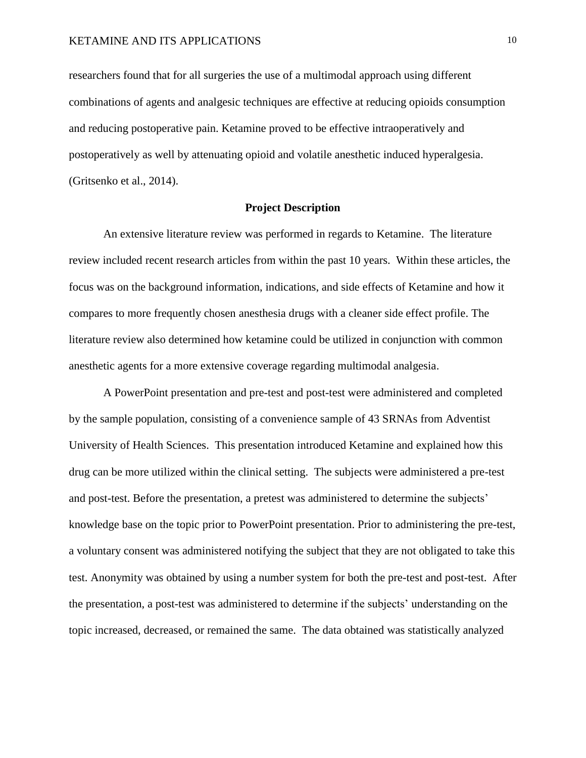researchers found that for all surgeries the use of a multimodal approach using different combinations of agents and analgesic techniques are effective at reducing opioids consumption and reducing postoperative pain. Ketamine proved to be effective intraoperatively and postoperatively as well by attenuating opioid and volatile anesthetic induced hyperalgesia. (Gritsenko et al., 2014).

## Project Description

An extensive literature review was performed in regards to Ketamine. The literature review included recent research articles from within the past 10 years. Within these articles, the focus was on the background information, indications, and side effects of Ketamine and how it compares to more frequently chosen anesthesia drugs with a cleaner side effect profile. The literature review also determined how ketamine could be utilized in conjunction with common anesthetic agents for a more extensive coverage regarding multimodal analgesia.

A PowerPoint presentation and pre-test and post-test were administered and completed by the sample population, consisting of a convenience sample of 43 SRNAs from Adventist University of Health Sciences. This presentation introduced Ketamine and explained how this drug can be more utilized within the clinical setting. The subjects were administered a pre-test and post-test. Before the presentation, a pretest was administered to determine the subjects' knowledge base on the topic prior to PowerPoint presentation. Prior to administering the pre-test, a voluntary consent was administered notifying the subject that they are not obligated to take this test. Anonymity was obtained by using a number system for both the pre-test and post-test. After the presentation, a post-test was administered to determine if the subjects' understanding on the topic increased, decreased, or remained the same. The data obtained was statistically analyzed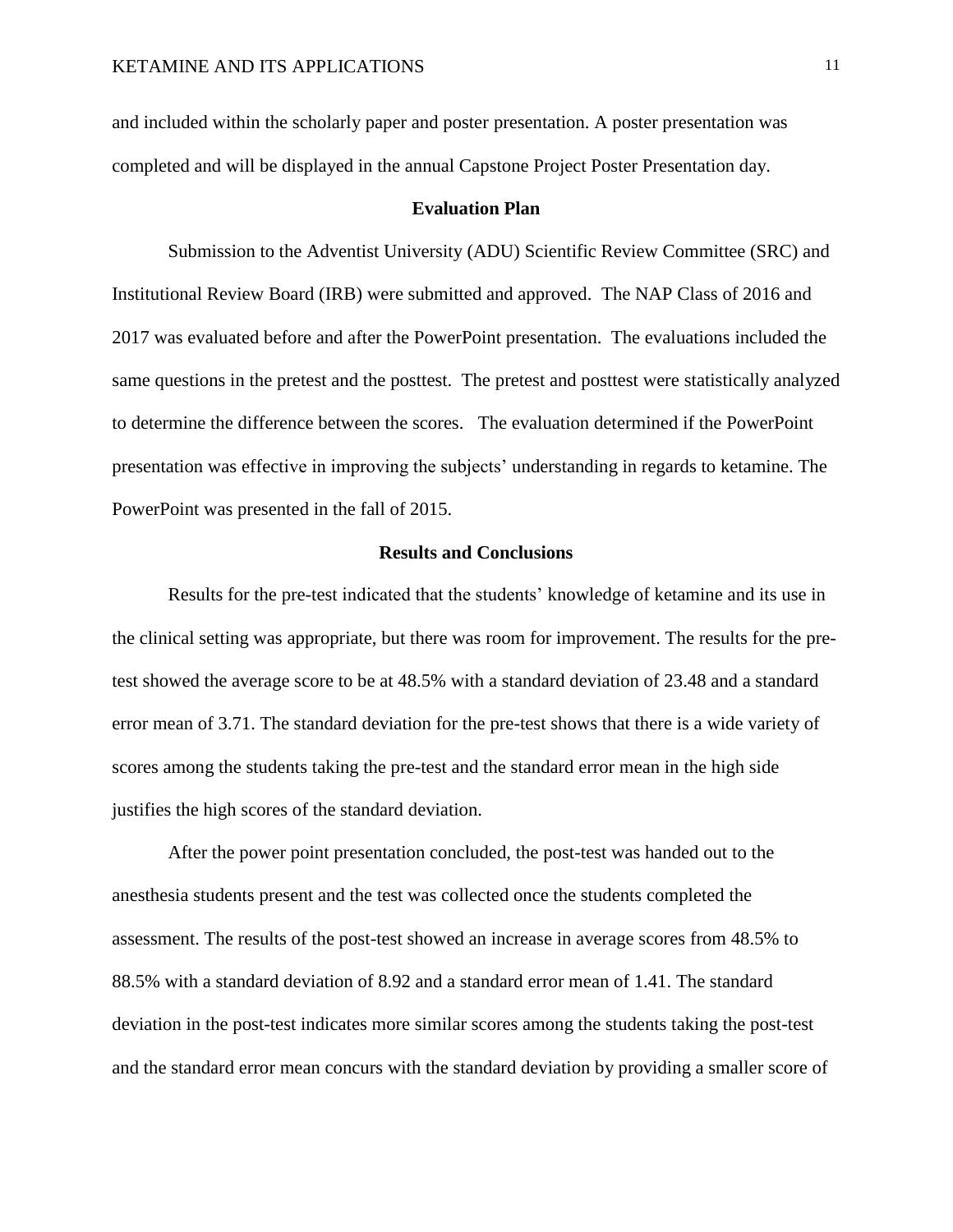and included within the scholarly paper and poster presentation. A poster presentation was completed and will be displayed in the annual Capstone Project Poster Presentation day.

## Evaluation Plan

Submission to the Adventist University (ADU) Scientific Review Committee (SRC) and Institutional Review Board (IRB) were submitted and approved. The NAP Class of 2016 and 2017 was evaluated before and after the PowerPoint presentation. The evaluations included the same questions in the pretest and the posttest. The pretest and posttest were statistically analyzed to determine the difference between the scores. The evaluation determined if the PowerPoint presentation was effective in improving the subjects' understanding in regards to ketamine. The PowerPoint was presented in the fall of 2015.

## Results and Conclusions

Results for the pre-test indicated that the students' knowledge of ketamine and its use in the clinical setting was appropriate, but there was room for improvement. The results for the pre-test showed the average score to be at 48.5% with a standard deviation of 23.48 and a standard error mean of 3.71. The standard deviation for the pre-test shows that there is a wide variety of scores among the students taking the pre-test and the standard error mean in the high side justifies the high scores of the standard deviation.

After the power point presentation concluded, the post-test was handed out to the anesthesia students present and the test was collected once the students completed the assessment. The results of the post-test showed an increase in average scores from 48.5% to 88.5% with a standard deviation of 8.92 and a standard error mean of 1.41. The standard deviation in the post-test indicates more similar scores among the students taking the post-test and the standard error mean concurs with the standard deviation by providing a smaller score of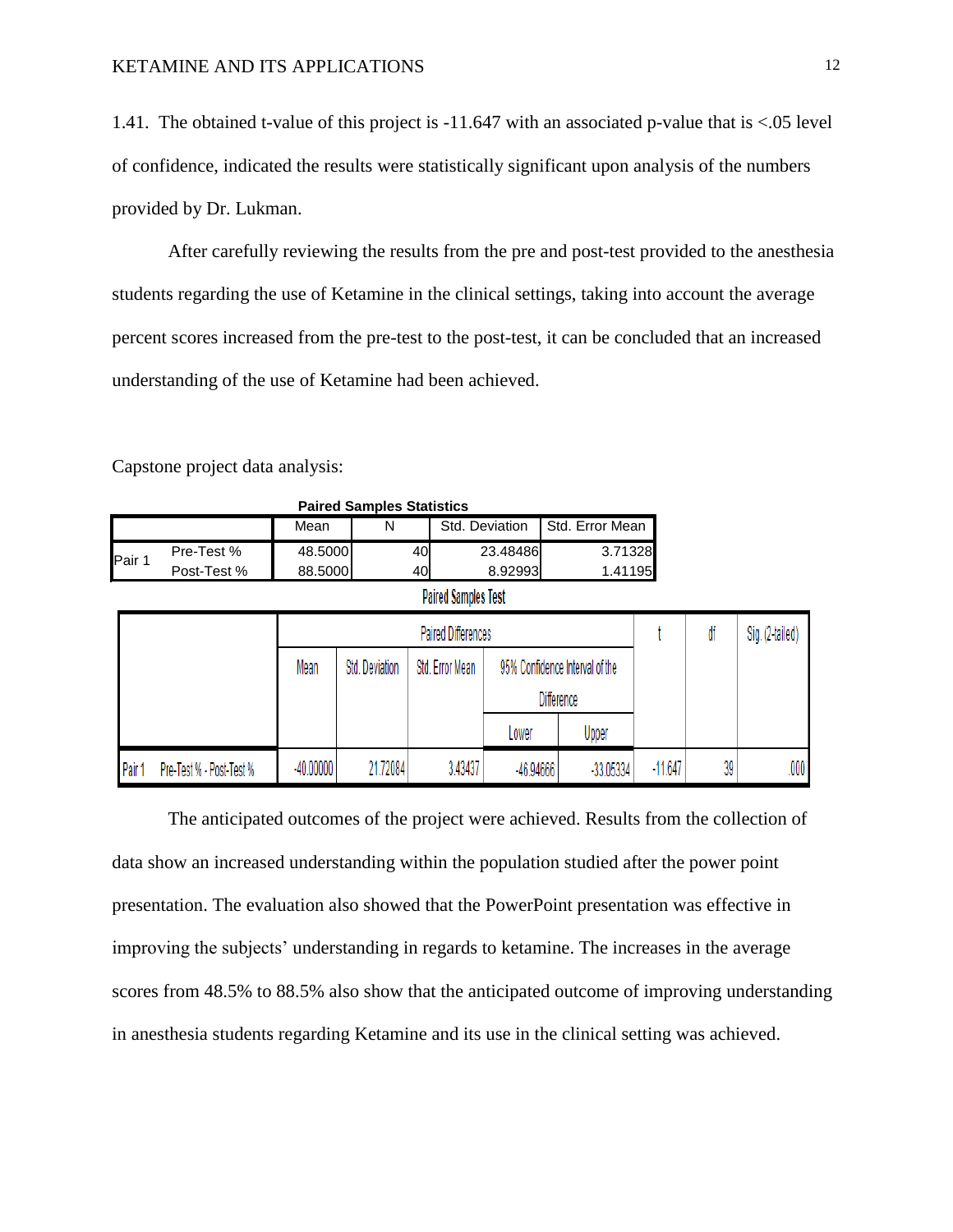1.41. The obtained t-value of this project is -11.647 with an associated p-value that is <.05 level of confidence, indicated the results were statistically significant upon analysis of the numbers provided by Dr. Lukman.

After carefully reviewing the results from the pre and post-test provided to the anesthesia students regarding the use of Ketamine in the clinical settings, taking into account the average percent scores increased from the pre-test to the post-test, it can be concluded that an increased understanding of the use of Ketamine had been achieved.

Capstone project data analysis:

**Paired Samples Statistics**

| | | Mean | N | Std. Deviation | Std. Error Mean |
|---|---|---|---|---|---|
| Pair 1 | Pre-Test % | 48.5000 | 40 | 23.48486 | 3.71328 |
| | Post-Test % | 88.5000 | 40 | 8.92993 | 1.41195 |

**Paired Samples Test**

| | | Paired Differences | | | | | t | df | Sig. (2-tailed) |
|---|---|---|---|---|---|---|---|---|---|
| | | Mean | Std. Deviation | Std. Error Mean | 95% Confidence Interval of the Difference | | | | |
| | | | | | Lower | Upper | | | |
| Pair 1 | Pre-Test % - Post-Test % | -40.00000 | 21.72084 | 3.43437 | -46.94666 | -33.05334 | -11.647 | 39 | .000 |

The anticipated outcomes of the project were achieved. Results from the collection of data show an increased understanding within the population studied after the power point presentation. The evaluation also showed that the PowerPoint presentation was effective in improving the subjects' understanding in regards to ketamine. The increases in the average scores from 48.5% to 88.5% also show that the anticipated outcome of improving understanding in anesthesia students regarding Ketamine and its use in the clinical setting was achieved.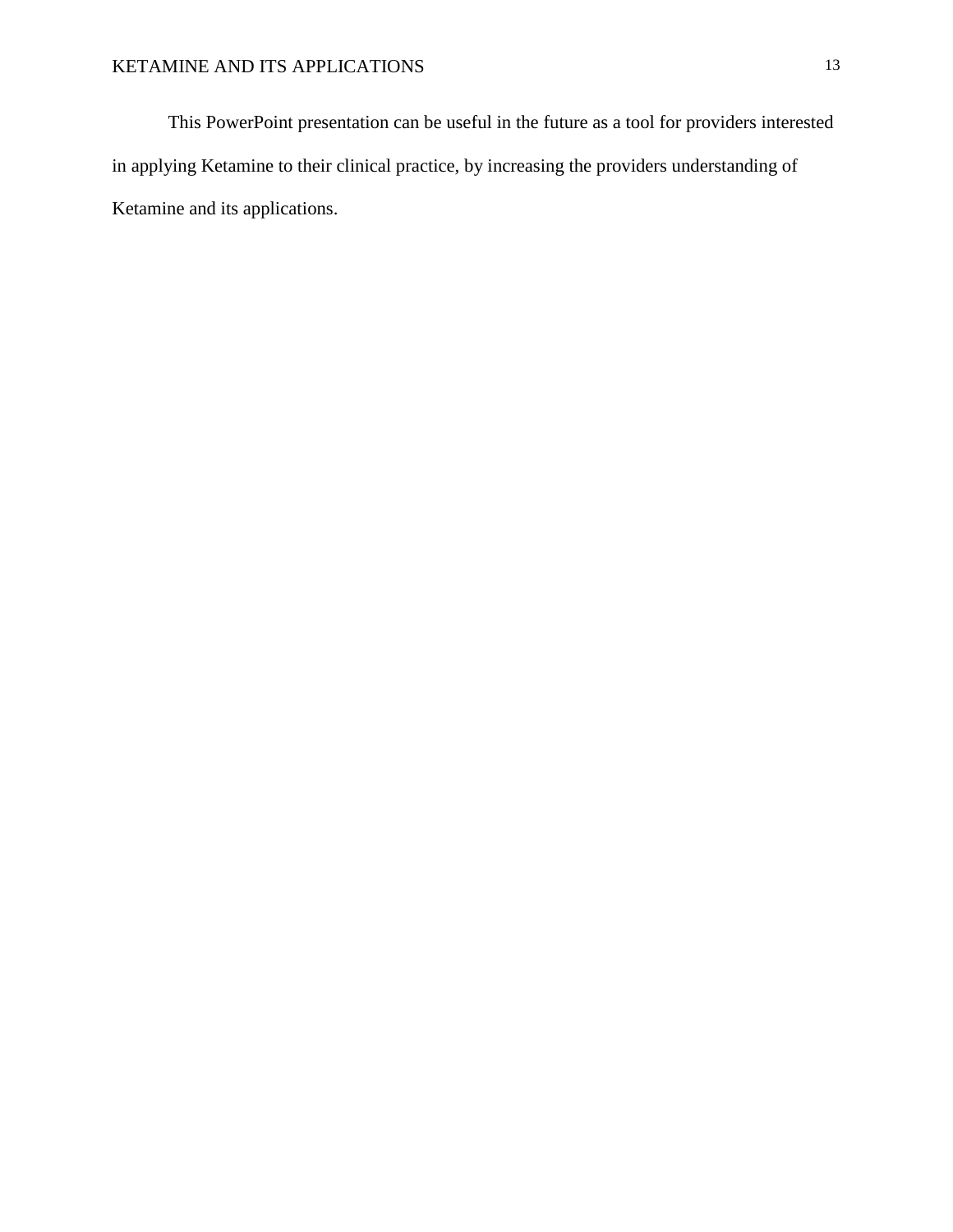This PowerPoint presentation can be useful in the future as a tool for providers interested in applying Ketamine to their clinical practice, by increasing the providers understanding of Ketamine and its applications.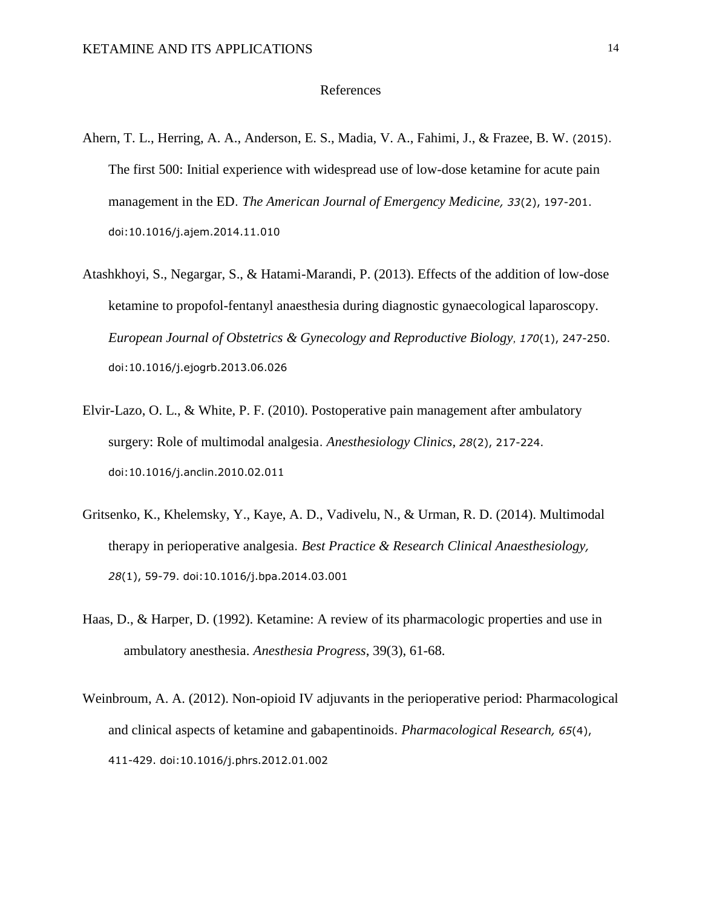# References

Ahern, T. L., Herring, A. A., Anderson, E. S., Madia, V. A., Fahimi, J., & Frazee, B. W. (2015). The first 500: Initial experience with widespread use of low-dose ketamine for acute pain management in the ED. *The American Journal of Emergency Medicine, 33*(2), 197-201. doi:10.1016/j.ajem.2014.11.010

Atashkhoyi, S., Negargar, S., & Hatami-Marandi, P. (2013). Effects of the addition of low-dose ketamine to propofol-fentanyl anaesthesia during diagnostic gynaecological laparoscopy. *European Journal of Obstetrics & Gynecology and Reproductive Biology, 170*(1), 247-250. doi:10.1016/j.ejogrb.2013.06.026

Elvir-Lazo, O. L., & White, P. F. (2010). Postoperative pain management after ambulatory surgery: Role of multimodal analgesia. *Anesthesiology Clinics*, *28*(2), 217-224. doi:10.1016/j.anclin.2010.02.011

Gritsenko, K., Khelemsky, Y., Kaye, A. D., Vadivelu, N., & Urman, R. D. (2014). Multimodal therapy in perioperative analgesia. *Best Practice & Research Clinical Anaesthesiology, 28*(1), 59-79. doi:10.1016/j.bpa.2014.03.001

Haas, D., & Harper, D. (1992). Ketamine: A review of its pharmacologic properties and use in ambulatory anesthesia. *Anesthesia Progress*, 39(3), 61-68.

Weinbroum, A. A. (2012). Non-opioid IV adjuvants in the perioperative period: Pharmacological and clinical aspects of ketamine and gabapentinoids. *Pharmacological Research, 65*(4), 411-429. doi:10.1016/j.phrs.2012.01.002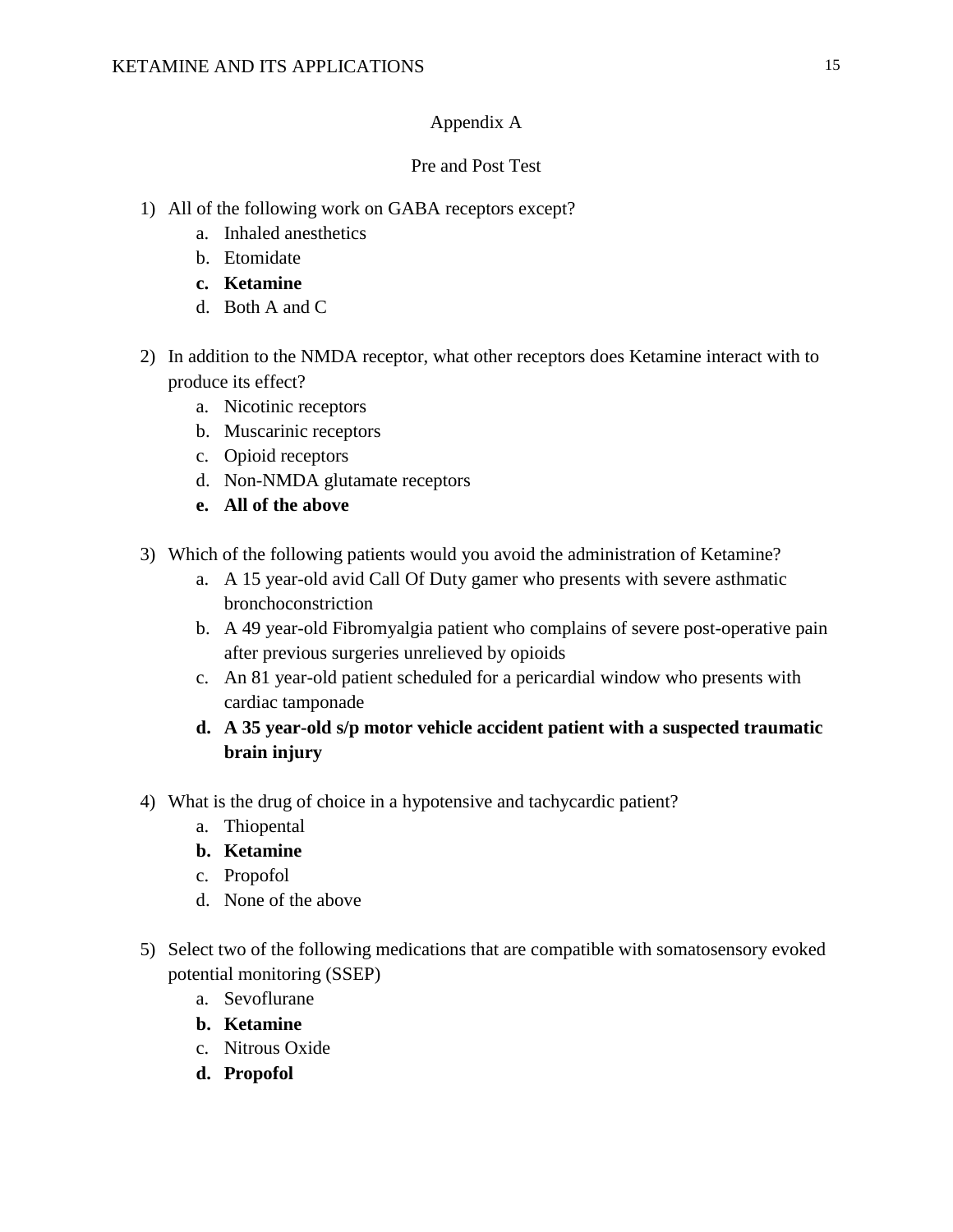## Appendix A

## Pre and Post Test

1) All of the following work on GABA receptors except?
    a. Inhaled anesthetics
    b. Etomidate
    **c. Ketamine**
    d. Both A and C

2) In addition to the NMDA receptor, what other receptors does Ketamine interact with to produce its effect?
    a. Nicotinic receptors
    b. Muscarinic receptors
    c. Opioid receptors
    d. Non-NMDA glutamate receptors
    **e. All of the above**

3) Which of the following patients would you avoid the administration of Ketamine?
    a. A 15 year-old avid Call Of Duty gamer who presents with severe asthmatic bronchoconstriction
    b. A 49 year-old Fibromyalgia patient who complains of severe post-operative pain after previous surgeries unrelieved by opioids
    c. An 81 year-old patient scheduled for a pericardial window who presents with cardiac tamponade
    **d. A 35 year-old s/p motor vehicle accident patient with a suspected traumatic brain injury**

4) What is the drug of choice in a hypotensive and tachycardic patient?
    a. Thiopental
    **b. Ketamine**
    c. Propofol
    d. None of the above

5) Select two of the following medications that are compatible with somatosensory evoked potential monitoring (SSEP)
    a. Sevoflurane
    **b. Ketamine**
    c. Nitrous Oxide
    **d. Propofol**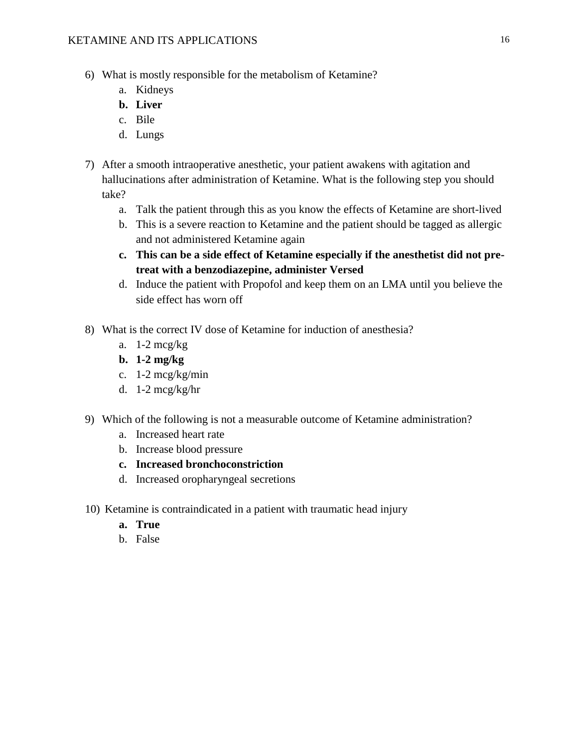6) What is mostly responsible for the metabolism of Ketamine?
   a. Kidneys
   **b. Liver**
   c. Bile
   d. Lungs

7) After a smooth intraoperative anesthetic, your patient awakens with agitation and hallucinations after administration of Ketamine. What is the following step you should take?
   a. Talk the patient through this as you know the effects of Ketamine are short-lived
   b. This is a severe reaction to Ketamine and the patient should be tagged as allergic and not administered Ketamine again
   **c. This can be a side effect of Ketamine especially if the anesthetist did not pre-treat with a benzodiazepine, administer Versed**
   d. Induce the patient with Propofol and keep them on an LMA until you believe the side effect has worn off

8) What is the correct IV dose of Ketamine for induction of anesthesia?
   a. 1-2 mcg/kg
   **b. 1-2 mg/kg**
   c. 1-2 mcg/kg/min
   d. 1-2 mcg/kg/hr

9) Which of the following is not a measurable outcome of Ketamine administration?
   a. Increased heart rate
   b. Increase blood pressure
   **c. Increased bronchoconstriction**
   d. Increased oropharyngeal secretions

10) Ketamine is contraindicated in a patient with traumatic head injury
   **a. True**
   b. False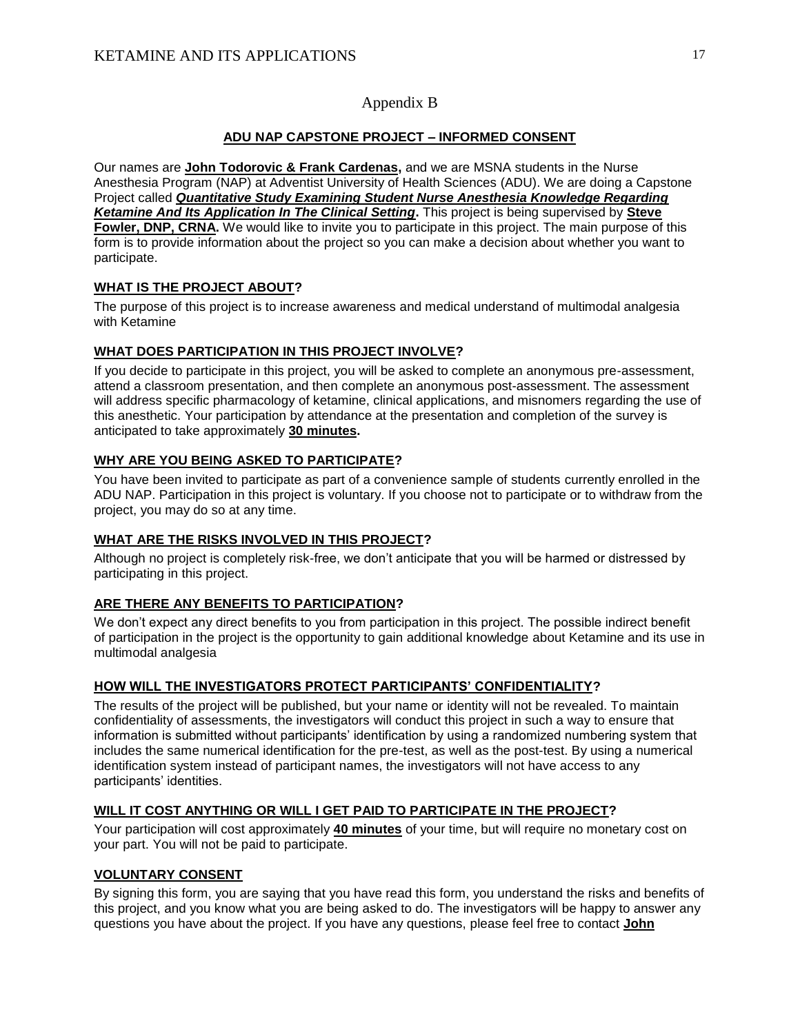# Appendix B

## ADU NAP CAPSTONE PROJECT – INFORMED CONSENT

Our names are **John Todorovic & Frank Cardenas,** and we are MSNA students in the Nurse Anesthesia Program (NAP) at Adventist University of Health Sciences (ADU). We are doing a Capstone Project called ***Quantitative Study Examining Student Nurse Anesthesia Knowledge Regarding Ketamine And Its Application In The Clinical Setting*.** This project is being supervised by **Steve Fowler, DNP, CRNA.** We would like to invite you to participate in this project. The main purpose of this form is to provide information about the project so you can make a decision about whether you want to participate.

### WHAT IS THE PROJECT ABOUT?

The purpose of this project is to increase awareness and medical understand of multimodal analgesia with Ketamine

### WHAT DOES PARTICIPATION IN THIS PROJECT INVOLVE?

If you decide to participate in this project, you will be asked to complete an anonymous pre-assessment, attend a classroom presentation, and then complete an anonymous post-assessment. The assessment will address specific pharmacology of ketamine, clinical applications, and misnomers regarding the use of this anesthetic. Your participation by attendance at the presentation and completion of the survey is anticipated to take approximately **30 minutes.**

### WHY ARE YOU BEING ASKED TO PARTICIPATE?

You have been invited to participate as part of a convenience sample of students currently enrolled in the ADU NAP. Participation in this project is voluntary. If you choose not to participate or to withdraw from the project, you may do so at any time.

### WHAT ARE THE RISKS INVOLVED IN THIS PROJECT?

Although no project is completely risk-free, we don't anticipate that you will be harmed or distressed by participating in this project.

### ARE THERE ANY BENEFITS TO PARTICIPATION?

We don't expect any direct benefits to you from participation in this project. The possible indirect benefit of participation in the project is the opportunity to gain additional knowledge about Ketamine and its use in multimodal analgesia

### HOW WILL THE INVESTIGATORS PROTECT PARTICIPANTS' CONFIDENTIALITY?

The results of the project will be published, but your name or identity will not be revealed. To maintain confidentiality of assessments, the investigators will conduct this project in such a way to ensure that information is submitted without participants' identification by using a randomized numbering system that includes the same numerical identification for the pre-test, as well as the post-test. By using a numerical identification system instead of participant names, the investigators will not have access to any participants' identities.

### WILL IT COST ANYTHING OR WILL I GET PAID TO PARTICIPATE IN THE PROJECT?

Your participation will cost approximately **40 minutes** of your time, but will require no monetary cost on your part. You will not be paid to participate.

### VOLUNTARY CONSENT

By signing this form, you are saying that you have read this form, you understand the risks and benefits of this project, and you know what you are being asked to do. The investigators will be happy to answer any questions you have about the project. If you have any questions, please feel free to contact **John**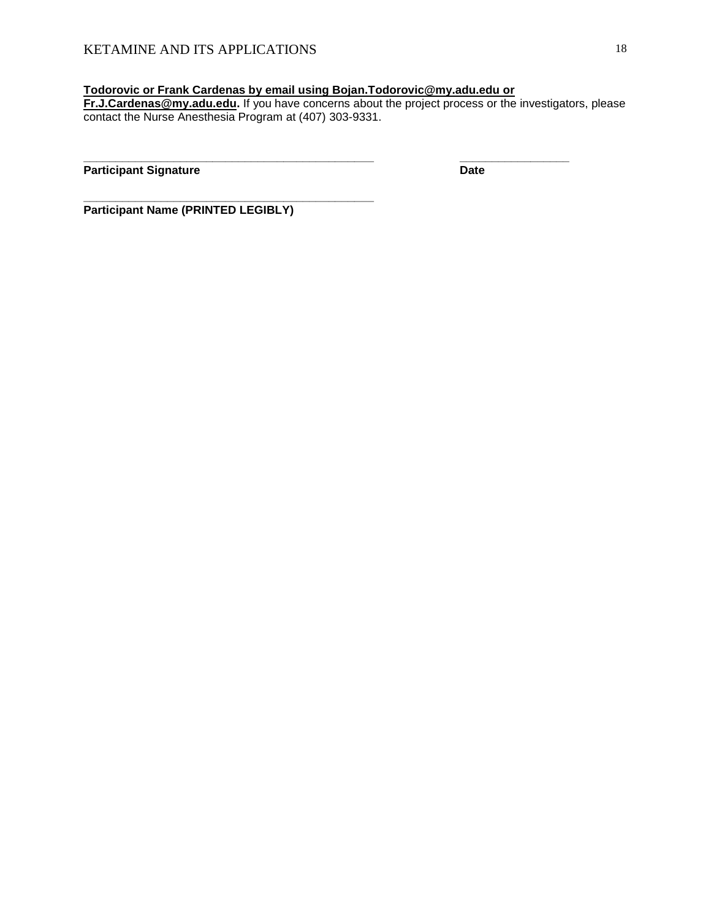**Todorovic or Frank Cardenas by email using Bojan.Todorovic@my.adu.edu or Fr.J.Cardenas@my.adu.edu.** If you have concerns about the project process or the investigators, please contact the Nurse Anesthesia Program at (407) 303-9331.

_______________________________________________ _________________

**Participant Signature** **Date**

_______________________________________________

**Participant Name (PRINTED LEGIBLY)**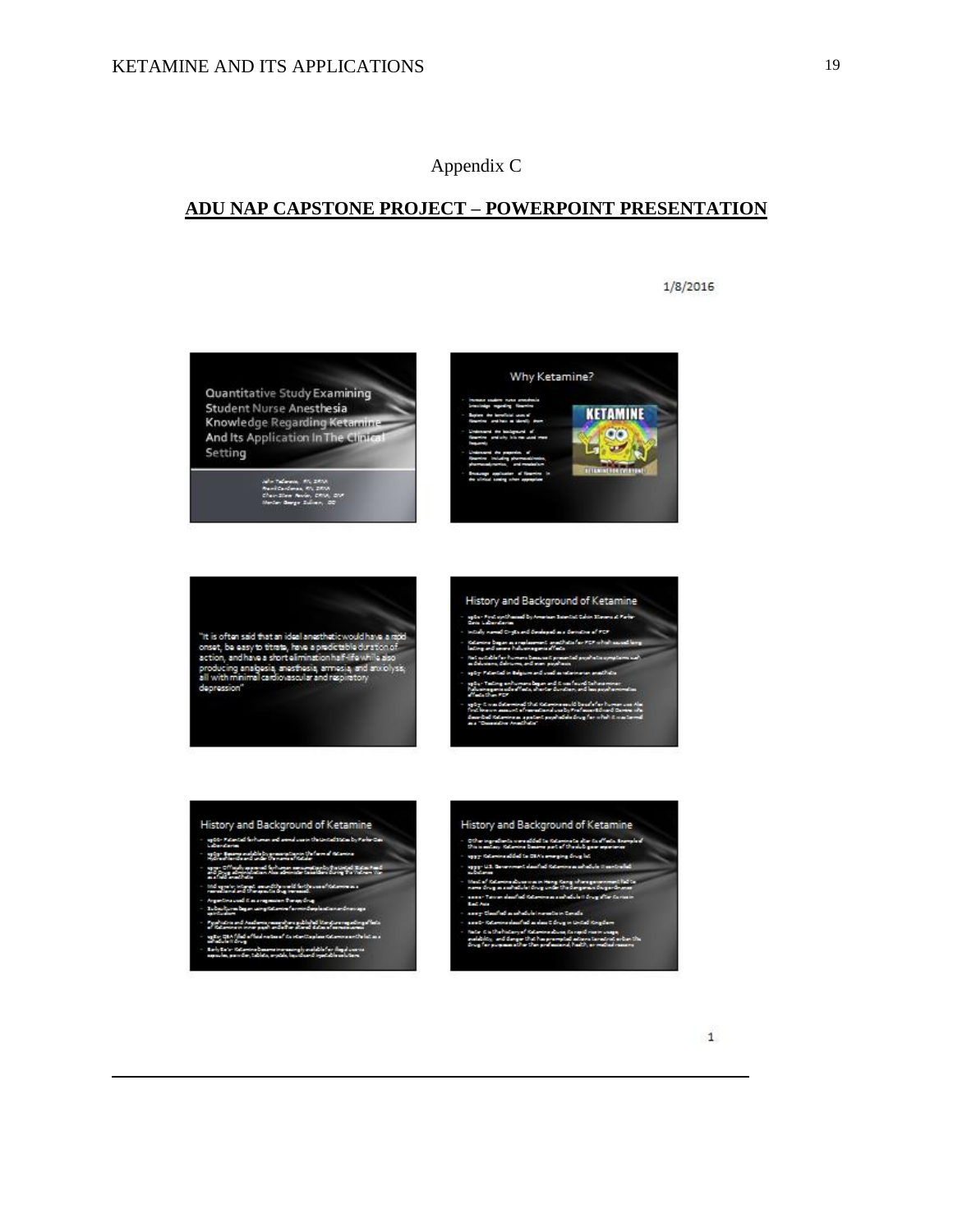Appendix C

## ADU NAP CAPSTONE PROJECT – POWERPOINT PRESENTATION

1/8/2016

Quantitative Study Examining Student Nurse Anesthesia Knowledge Regarding Ketamine And Its Application In The Clinical Setting

Why Ketamine?

"It is often said that an ideal anesthetic would have a rapid onset, be easy to titrate, have a predictable duration of action, and have a short elimination half-life while also producing analgesia, anesthesia, amnesia, and anxiolysis, all with minimal cardiovascular and respiratory depression"

History and Background of Ketamine

History and Background of Ketamine

History and Background of Ketamine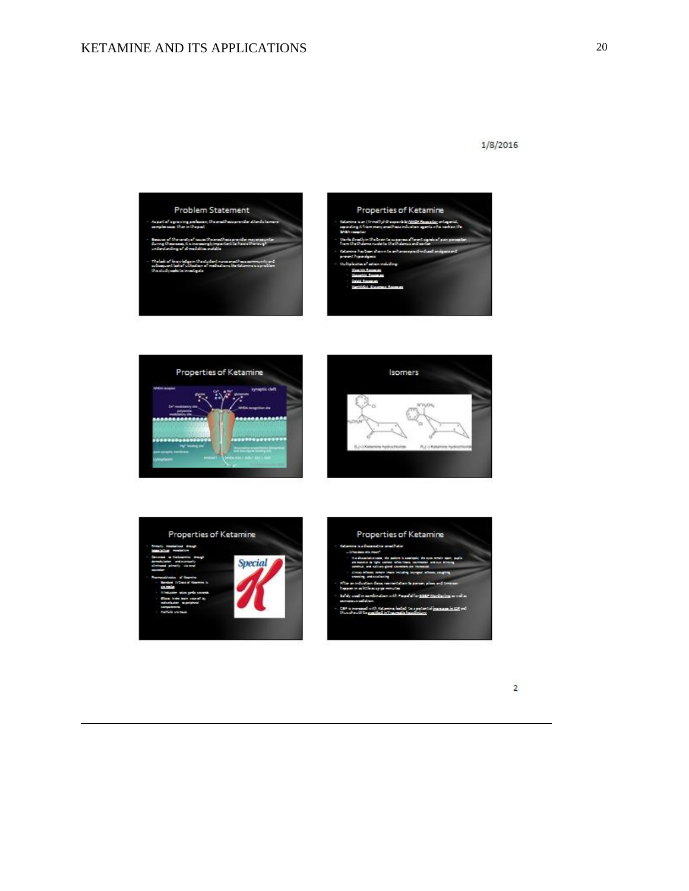1/8/2016

## Problem Statement

- As part of a growing profession, the anesthesia provider attends to more complex cases than in the past
- Because of the variety of issues the anesthesia provider may encounter during these cases, it is increasingly important to have a thorough understanding of all modalities available
- The lack of knowledge in the student nurse anesthesia community and subsequent lack of utilization of medications like Ketamine is a problem this study seeks to investigate

## Properties of Ketamine

- Ketamine is an (N-methyl-D-aspartate) NMDA Receptor antagonist, separating it from many anesthesia induction agents who work on the GABA receptor
- Works directly in the brain to suppress afferent signals of pain perception from the thalamus and cortex
- Ketamine has been shown to enhance opioid-induced analgesia and prevent hyperalgesia
- Multiple sites of action including:
  - Muscarinic Receptors
  - Nicotinic Receptors
  - Opioid Receptors
  - Non-NMDA Glutamate Receptors

## Properties of Ketamine

## Isomers

S(+) Ketamine hydrochloride    R(-) Ketamine hydrochloride

## Properties of Ketamine

- Primarily metabolized through hepatic/liver metabolism
- Converted to Norketamine through demethylation and eventually eliminated primarily via renal excretion
- Pharmacokinetics of Ketamine
  - Standard IV Dose of Ketamine is 1-2 mg/kg
  - IV induction takes 30-60 seconds
  - Effects in the brain wear off by redistribution to peripheral compartments
  - Half-life 2-3 hours

## Properties of Ketamine

- Ketamine is a Dissociative anesthetic
  - What does this mean?
    - In a dissociative state, the patient is cataleptic, the eyes remain open, pupils are reactive to light, corneal reflexes intact, lacrimation and eye blinking continue, and salivary gland secretions are increased
    - Airway reflexes remain intact including laryngeal reflexes, coughing, sneezing, and swallowing
- After an induction dose, reorientation to person, place, and time can happen in as little as 15-30 minutes
- Safely used in combination with Propofol for BIS/EEG Monitoring as well as conscious sedation
- CBF is increased with Ketamine, leading to a potential increase in ICP and thus should be avoided in traumatic head injuries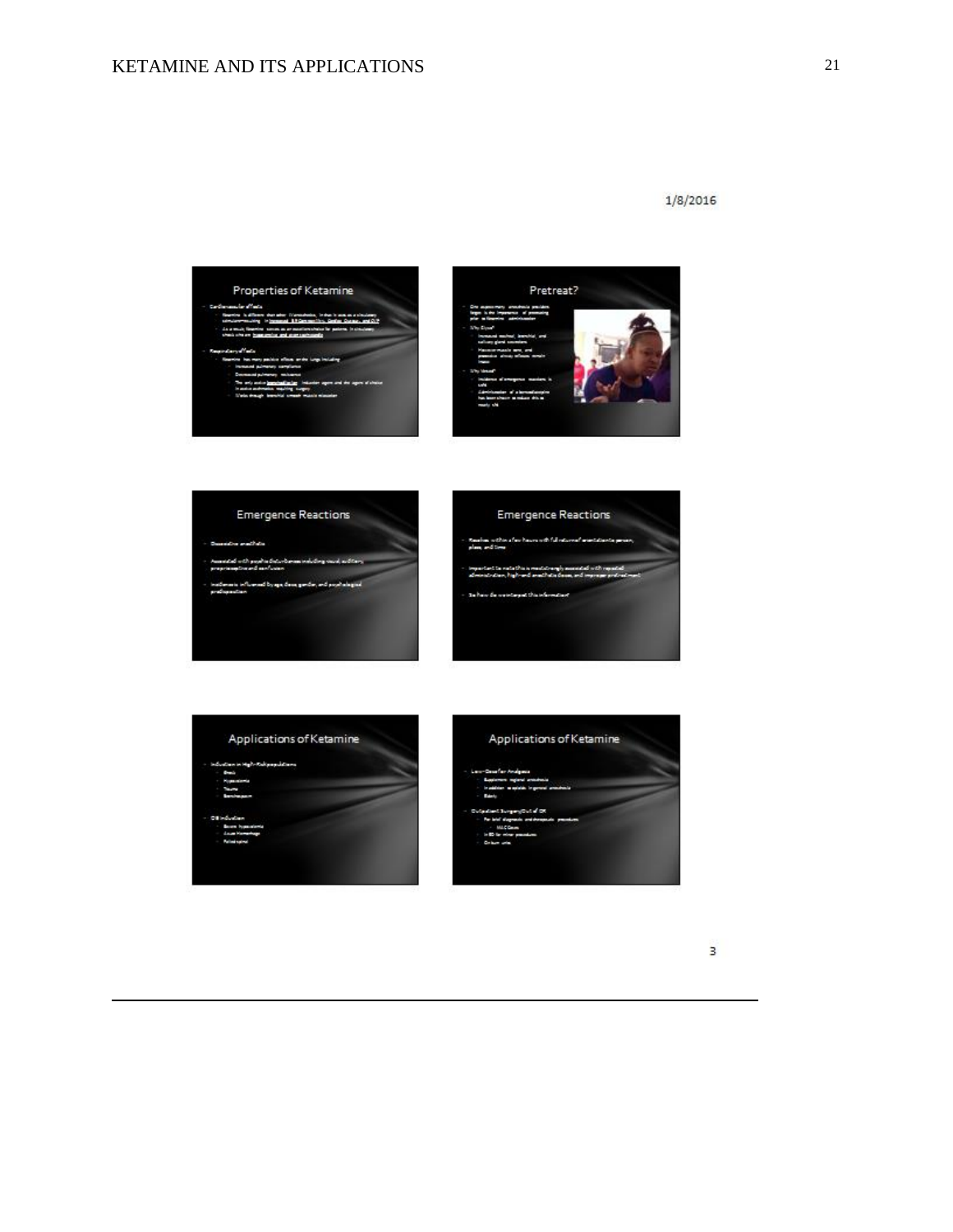### Properties of Ketamine

- Cardiovascular effects
  - Ketamine is different than other IV anesthetics, in that it acts as a circulatory stimulant resulting in increased BP, Heart Rate, Cardiac Output, and O2
  - As a result, Ketamine serves as an excellent choice for patients in circulatory shock who are hypovolemic and given ...
- Respiratory effects
  - Ketamine has many positive effects on the lungs including
    - Increased pulmonary compliance
    - Decreased pulmonary resistance
    - The only active bronchodilator induction agent and the agent of choice in active asthmatics requiring surgery
    - Works through bronchial smooth muscle relaxation

### Pretreat?

- One supplementary anesthesia providers began is the importance of pretreating prior to Ketamine administration
- Why Glyco?
  - Increased tracheal, bronchial, and salivary gland secretions
  - Masseter muscle tone, and protective airway reflexes remain intact
- Why Versed?
  - Incidence of emergence reactions is 10%
  - Administration of a benzodiazepine has been shown to reduce this to nearly 0%

### Emergence Reactions

- Dissociative anesthesia
- Associated with psychic disturbances including visual, auditory, proprioceptive and confusion
- Incidence is influenced by age, dose, gender, and psychological predisposition

### Emergence Reactions

- Resolves within a few hours with full return of orientation to person, place, and time
- Important to note this is most strongly associated with repeated administration, high-end anesthetic doses, and improper pretreatment
- So how do we interpret this information?

### Applications of Ketamine

- Induction in High-Risk populations
  - Shock
  - Hypovolemia
  - Trauma
  - Bronchospasm
- OB induction
  - Severe hypovolemia
  - Acute Hemorrhage
  - Failed spinal

### Applications of Ketamine

- Low-Dose for Analgesia
  - Supplement regional anesthesia
  - In addition to opioids in general anesthesia
  - Elderly
- Outpatient Surgery/Out of OR
  - For brief diagnostic and therapeutic procedures
    - MAC Cases
  - In ED for minor procedures
  - On burn units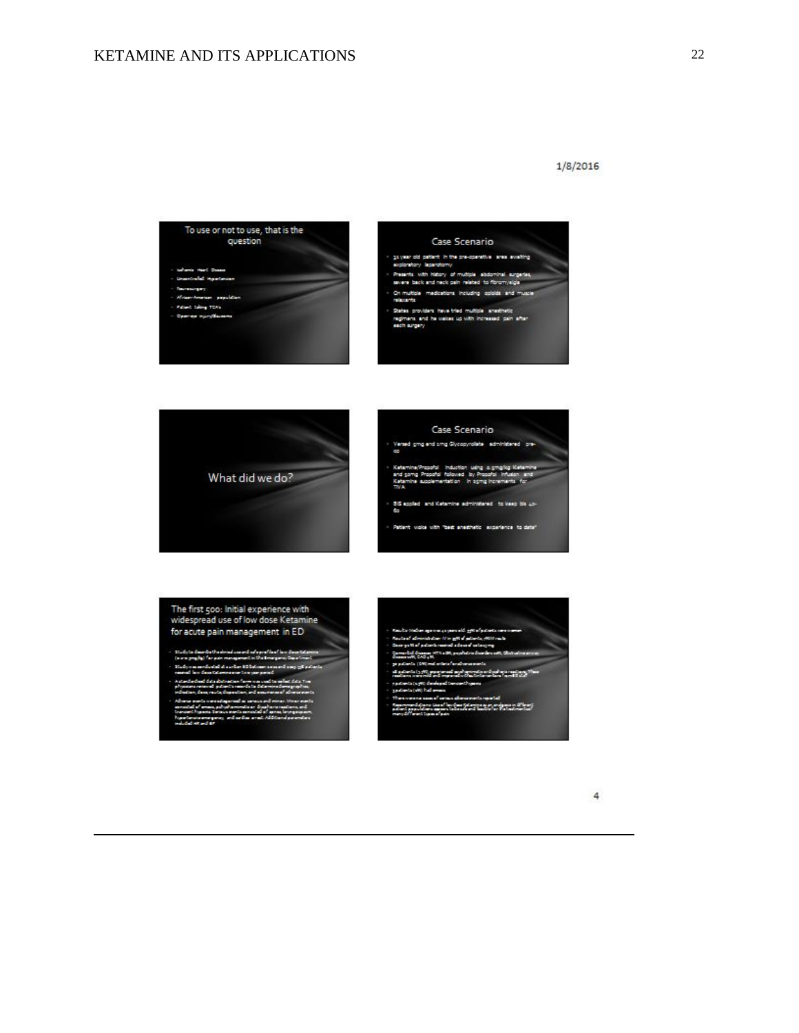1/8/2016

## To use or not to use, that is the question

- Ischemic Heart Disease
- Uncontrolled Hypertension
- Neurosurgery
- African-American population
- Patient taking TCA's
- Open-eye injury/Glaucoma

## Case Scenario

- 31 year old patient in the pre-operative area awaiting exploratory laparotomy
- Presents with history of multiple abdominal surgeries, severe back and neck pain related to fibromyalgia
- On multiple medications including opioids and muscle relaxants
- States providers have tried multiple anesthetic regimens and he wakes up with increased pain after each surgery

## What did we do?

## Case Scenario

- Versed 5mg and 1mg Glycopyrrolate administered pre-op
- Ketamine/Propofol induction using 0.5mg/kg Ketamine and 50mg Propofol followed by Propofol infusion and Ketamine supplementation in 5mg increments for TIVA
- BIS applied and Ketamine administered to keep bis 40-60
- Patient woke with "best anesthetic experience to date"

## The first 500: Initial experience with widespread use of low dose Ketamine for acute pain management in ED

- Study to describe the clinical use and safety profile of low dose Ketamine (0.1-0.3mg/kg) for pain management in the Emergency Department
- Study was conducted at a urban ED between 2011 and 2013; 530 patients received low dose Ketamine over two year period
- A standardized data abstraction form was used to collect data. Two physicians reviewed patient's records to determine demographics, indication, dose, route, disposition, and occurrence of adverse events
- Adverse events were categorized as serious and minor. Minor events consisted of emesis, psychotomimetic or dysphoric reactions, and transient hypoxia. Serious events consisted of apnea, laryngospasm, hypertensive emergency, and cardiac arrest. Additional parameters included HR and BP

---

- Results: Median age was 41 years old; 57% of patients were women
- Route of administration: IV in 93% of patients, IM route
- Dose: 90% of patients received a dose of 0.1-0.3mg/kg
- Comorbid disease: HTN 20%, psychiatric disorders 12%, Obstructive airway disease 10%, CAD 5%
- 30 patients (6%) met criteria for adverse events
- 28 patients (5.3%) experienced psychotomimetic or dysphoric reactions. These reactions were mild and improved without intervention
- 2 patients (0.4%) developed transient hypoxia
- 3 patients (0.6%) had emesis
- There were no cases of serious adverse events reported
- Recommendations: Use of low dose Ketamine as an analgesic in different patient populations appears to be safe and feasible for the treatment of many different types of pain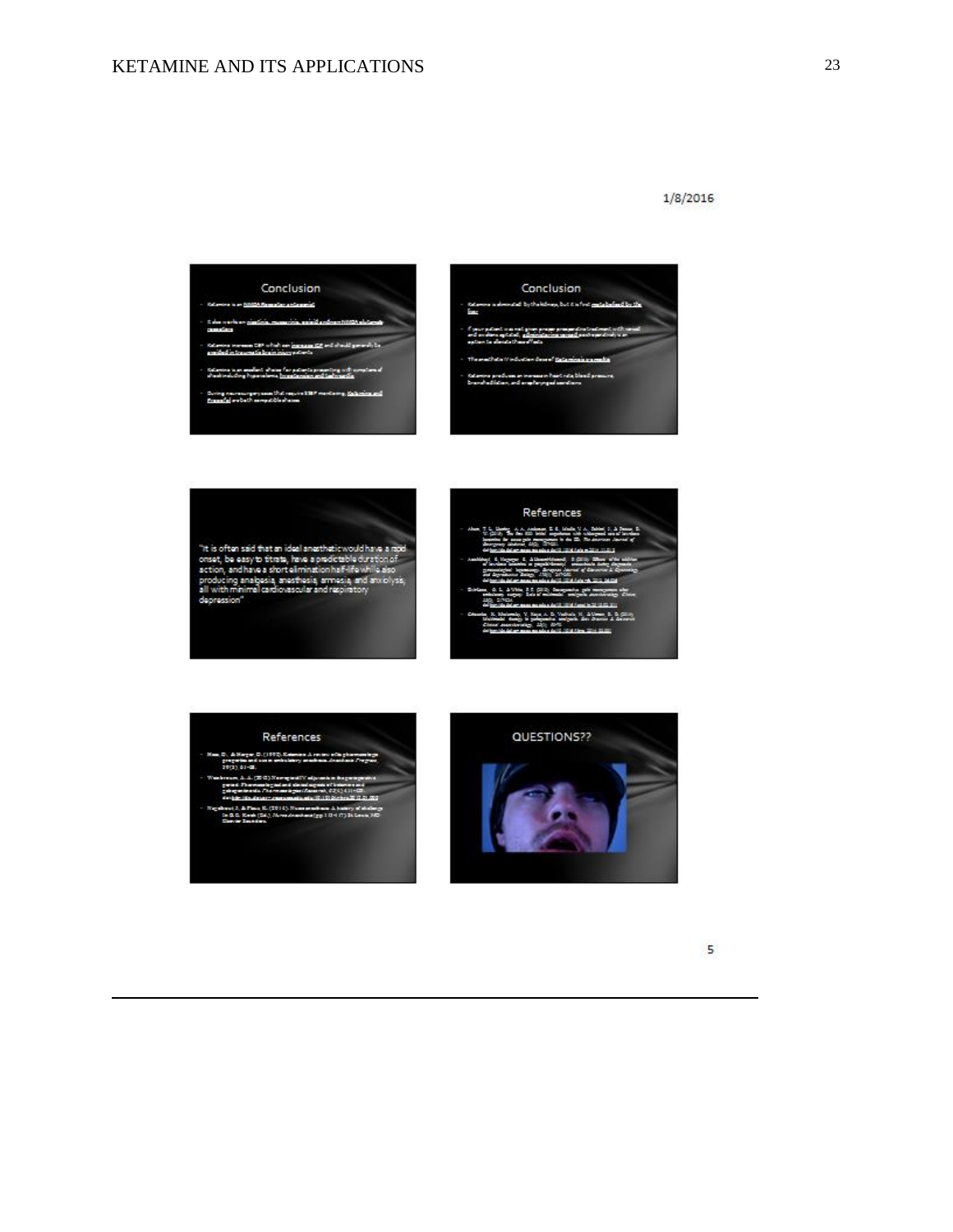## Conclusion

- Ketamine is an NMDA Receptor antagonist
- It also works on ... receptors
- Ketamine increases CBF which can increase ICP and should generally be avoided in traumatic brain injury patients
- Ketamine is an excellent choice for patients presenting with symptoms of shock including hypovolemia, hypotension and tachycardia
- During neurosurgery cases that require SSEP monitoring, Ketamine and Propofol are both compatible choices

## Conclusion

- Ketamine is eliminated by the kidneys, but it is first metabolized by the liver
- If your patient was not given proper preoperative treatment ... administration ... option to alleviate these effects
- The anesthetic IV induction dose of Ketamine is ...
- Ketamine produces an increase in heart rate, blood pressure, bronchodilation, and oropharyngeal secretions

"It is often said that an ideal anesthetic would have a rapid onset, be easy to titrate, have a predictable duration of action, and have a short elimination half-life while also producing analgesia, anesthesia, amnesia, and anxiolysis, all with minimal cardiovascular and respiratory depression"

## References

- Ahern, T. L., Herring, A. A., ... (2015). ... The American Journal of Emergency Medicine ...
- ...
- ...
- ...

## References

- Haas, D., & Harper, D. (1992). Ketamine: A review of its pharmacologic properties and use in ambulatory anesthesia. *Anesthesia Progress*, 39(3), 61-68.
- ...
- Nagelhout, J., & Plaus, K. (2014). *Nurse anesthesia* ... St. Louis, MO: Elsevier Saunders.

## QUESTIONS??